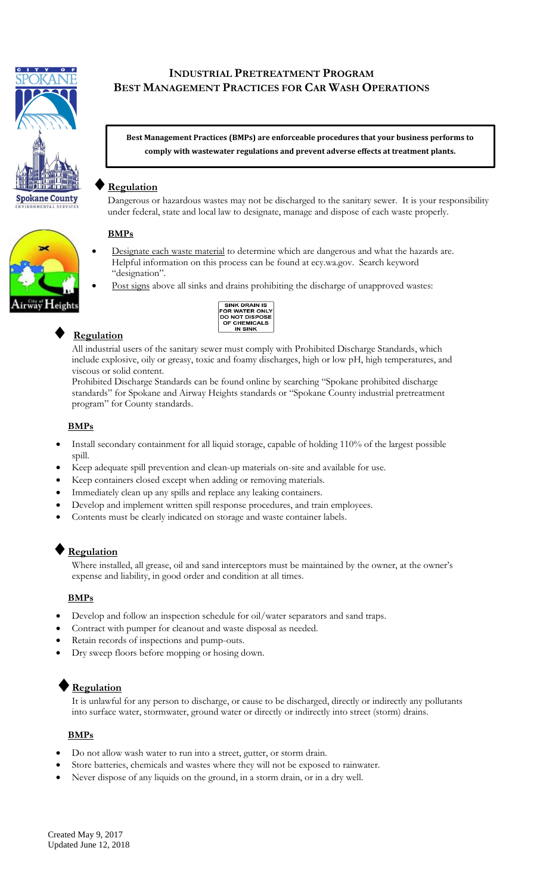# INDUSTRIAL PRETREATMENT PROGRAM
# BEST MANAGEMENT PRACTICES FOR CAR WASH OPERATIONS

**Best Management Practices (BMPs) are enforceable procedures that your business performs to comply with wastewater regulations and prevent adverse effects at treatment plants.**

## ♦ Regulation

Dangerous or hazardous wastes may not be discharged to the sanitary sewer. It is your responsibility under federal, state and local law to designate, manage and dispose of each waste properly.

### BMPs

- Designate each waste material to determine which are dangerous and what the hazards are. Helpful information on this process can be found at ecy.wa.gov. Search keyword "designation".
- Post signs above all sinks and drains prohibiting the discharge of unapproved wastes:

SINK DRAIN IS FOR WATER ONLY DO NOT DISPOSE OF CHEMICALS IN SINK

## ♦ Regulation

All industrial users of the sanitary sewer must comply with Prohibited Discharge Standards, which include explosive, oily or greasy, toxic and foamy discharges, high or low pH, high temperatures, and viscous or solid content.

Prohibited Discharge Standards can be found online by searching "Spokane prohibited discharge standards" for Spokane and Airway Heights standards or "Spokane County industrial pretreatment program" for County standards.

### BMPs

- Install secondary containment for all liquid storage, capable of holding 110% of the largest possible spill.
- Keep adequate spill prevention and clean-up materials on-site and available for use.
- Keep containers closed except when adding or removing materials.
- Immediately clean up any spills and replace any leaking containers.
- Develop and implement written spill response procedures, and train employees.
- Contents must be clearly indicated on storage and waste container labels.

## ♦ Regulation

Where installed, all grease, oil and sand interceptors must be maintained by the owner, at the owner's expense and liability, in good order and condition at all times.

### BMPs

- Develop and follow an inspection schedule for oil/water separators and sand traps.
- Contract with pumper for cleanout and waste disposal as needed.
- Retain records of inspections and pump-outs.
- Dry sweep floors before mopping or hosing down.

## ♦ Regulation

It is unlawful for any person to discharge, or cause to be discharged, directly or indirectly any pollutants into surface water, stormwater, ground water or directly or indirectly into street (storm) drains.

### BMPs

- Do not allow wash water to run into a street, gutter, or storm drain.
- Store batteries, chemicals and wastes where they will not be exposed to rainwater.
- Never dispose of any liquids on the ground, in a storm drain, or in a dry well.

Created May 9, 2017
Updated June 12, 2018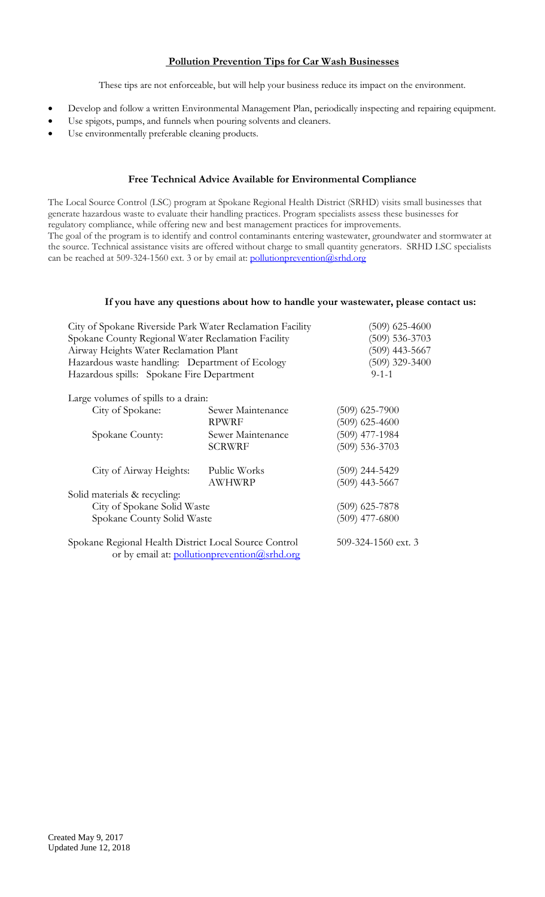## Pollution Prevention Tips for Car Wash Businesses

These tips are not enforceable, but will help your business reduce its impact on the environment.

- Develop and follow a written Environmental Management Plan, periodically inspecting and repairing equipment.
- Use spigots, pumps, and funnels when pouring solvents and cleaners.
- Use environmentally preferable cleaning products.

### Free Technical Advice Available for Environmental Compliance

The Local Source Control (LSC) program at Spokane Regional Health District (SRHD) visits small businesses that generate hazardous waste to evaluate their handling practices. Program specialists assess these businesses for regulatory compliance, while offering new and best management practices for improvements.
The goal of the program is to identify and control contaminants entering wastewater, groundwater and stormwater at the source. Technical assistance visits are offered without charge to small quantity generators. SRHD LSC specialists can be reached at 509-324-1560 ext. 3 or by email at: pollutionprevention@srhd.org

### If you have any questions about how to handle your wastewater, please contact us:

| | | |
|---|---|---|
| City of Spokane Riverside Park Water Reclamation Facility | | (509) 625-4600 |
| Spokane County Regional Water Reclamation Facility | | (509) 536-3703 |
| Airway Heights Water Reclamation Plant | | (509) 443-5667 |
| Hazardous waste handling: Department of Ecology | | (509) 329-3400 |
| Hazardous spills: Spokane Fire Department | | 9-1-1 |
| Large volumes of spills to a drain: | | |
| City of Spokane: | Sewer Maintenance | (509) 625-7900 |
| | RPWRF | (509) 625-4600 |
| Spokane County: | Sewer Maintenance | (509) 477-1984 |
| | SCRWRF | (509) 536-3703 |
| City of Airway Heights: | Public Works | (509) 244-5429 |
| | AWHWRP | (509) 443-5667 |
| Solid materials & recycling: | | |
| City of Spokane Solid Waste | | (509) 625-7878 |
| Spokane County Solid Waste | | (509) 477-6800 |
| Spokane Regional Health District Local Source Control or by email at: pollutionprevention@srhd.org | | 509-324-1560 ext. 3 |

Created May 9, 2017
Updated June 12, 2018